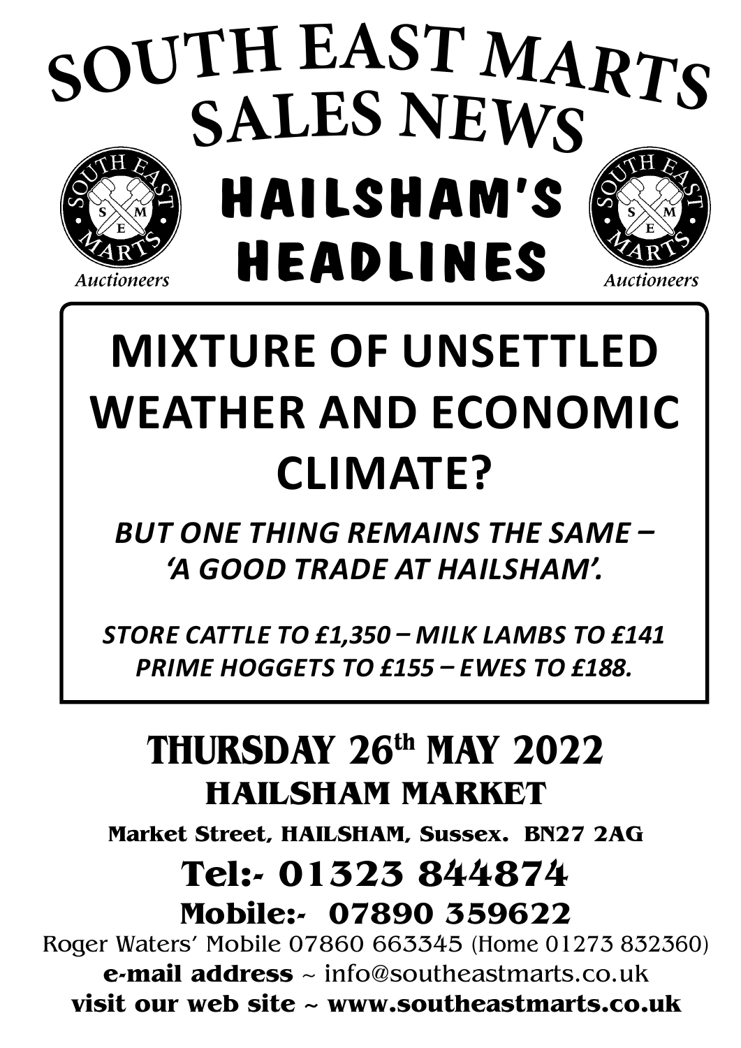# SOUTH EAST MARTS SALES NEWS

Auctioneers

# HAILSHAM'S HEADLINES

Auctioneers

## MIXTURE OF UNSETTLED WEATHER AND ECONOMIC CLIMATE?

***BUT ONE THING REMAINS THE SAME – 'A GOOD TRADE AT HAILSHAM'.***

***STORE CATTLE TO £1,350 – MILK LAMBS TO £141***
***PRIME HOGGETS TO £155 – EWES TO £188.***

## THURSDAY 26th MAY 2022

### HAILSHAM MARKET

**Market Street, HAILSHAM, Sussex. BN27 2AG**

**Tel:- 01323 844874**

**Mobile:- 07890 359622**

Roger Waters' Mobile 07860 663345 (Home 01273 832360)

**e-mail address** ~ info@southeastmarts.co.uk

**visit our web site ~ www.southeastmarts.co.uk**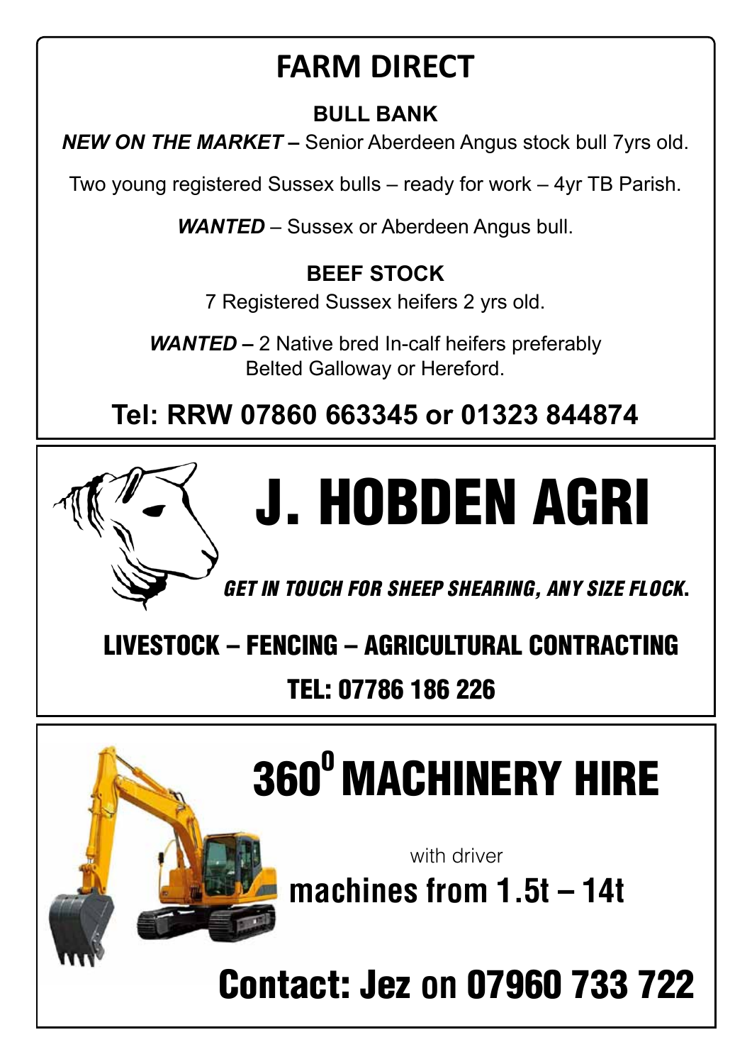# FARM DIRECT

### BULL BANK

***NEW ON THE MARKET –*** Senior Aberdeen Angus stock bull 7yrs old.

Two young registered Sussex bulls – ready for work – 4yr TB Parish.

***WANTED*** – Sussex or Aberdeen Angus bull.

### BEEF STOCK

7 Registered Sussex heifers 2 yrs old.

***WANTED –*** 2 Native bred In-calf heifers preferably Belted Galloway or Hereford.

**Tel: RRW 07860 663345 or 01323 844874**

---

# J. HOBDEN AGRI

***GET IN TOUCH FOR SHEEP SHEARING, ANY SIZE FLOCK.***

**LIVESTOCK – FENCING – AGRICULTURAL CONTRACTING**

**TEL: 07786 186 226**

---

# $360^0$ MACHINERY HIRE

with driver

**machines from 1.5t – 14t**

**Contact: Jez on 07960 733 722**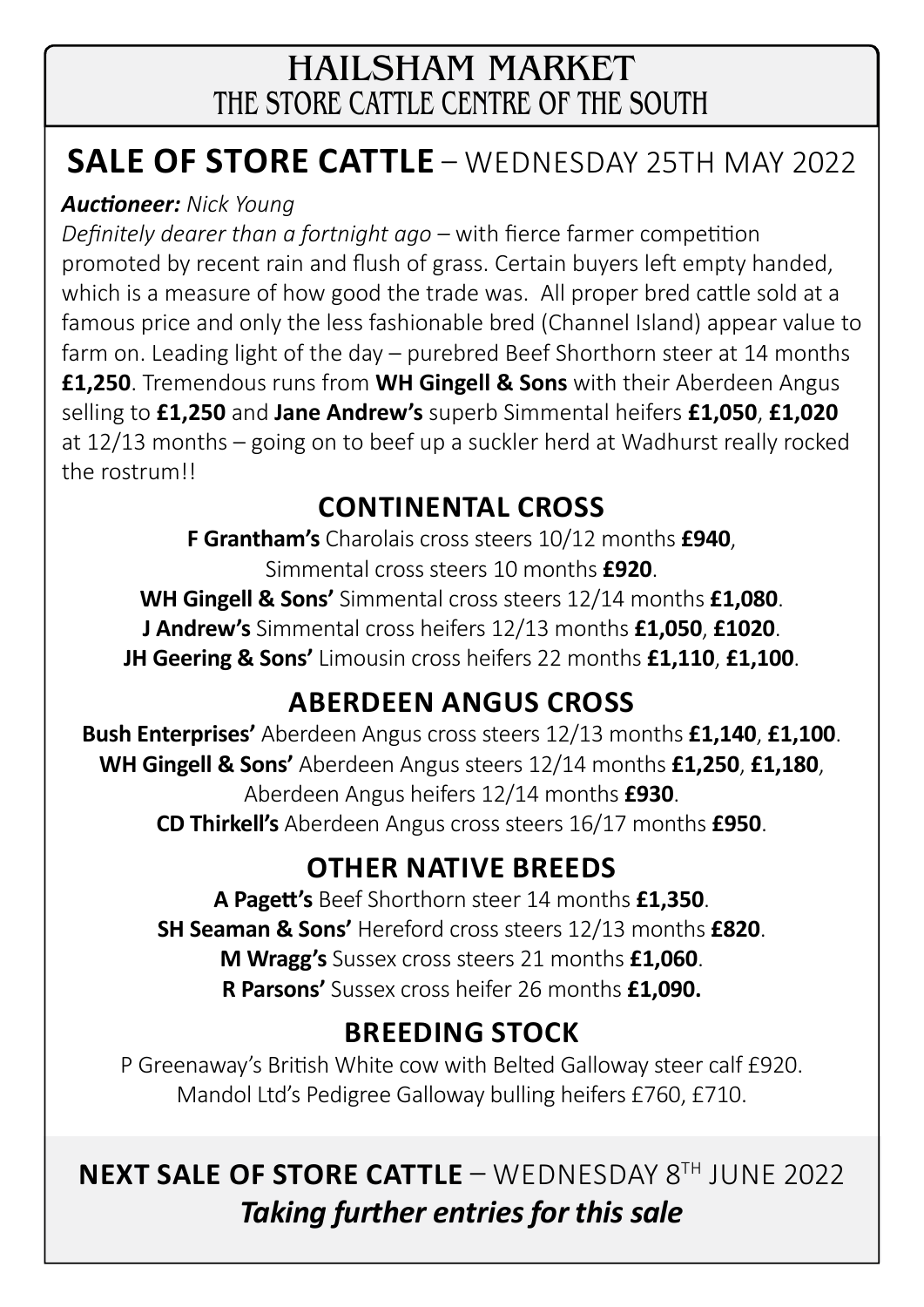# HAILSHAM MARKET
## THE STORE CATTLE CENTRE OF THE SOUTH

## SALE OF STORE CATTLE – WEDNESDAY 25TH MAY 2022

***Auctioneer:*** *Nick Young*

*Definitely dearer than a fortnight ago* – with fierce farmer competition promoted by recent rain and flush of grass. Certain buyers left empty handed, which is a measure of how good the trade was. All proper bred cattle sold at a famous price and only the less fashionable bred (Channel Island) appear value to farm on. Leading light of the day – purebred Beef Shorthorn steer at 14 months **£1,250**. Tremendous runs from **WH Gingell & Sons** with their Aberdeen Angus selling to **£1,250** and **Jane Andrew's** superb Simmental heifers **£1,050**, **£1,020** at 12/13 months – going on to beef up a suckler herd at Wadhurst really rocked the rostrum!!

### CONTINENTAL CROSS

**F Grantham's** Charolais cross steers 10/12 months **£940**,
Simmental cross steers 10 months **£920**.
**WH Gingell & Sons'** Simmental cross steers 12/14 months **£1,080**.
**J Andrew's** Simmental cross heifers 12/13 months **£1,050**, **£1020**.
**JH Geering & Sons'** Limousin cross heifers 22 months **£1,110**, **£1,100**.

### ABERDEEN ANGUS CROSS

**Bush Enterprises'** Aberdeen Angus cross steers 12/13 months **£1,140**, **£1,100**.
**WH Gingell & Sons'** Aberdeen Angus steers 12/14 months **£1,250**, **£1,180**,
Aberdeen Angus heifers 12/14 months **£930**.
**CD Thirkell's** Aberdeen Angus cross steers 16/17 months **£950**.

### OTHER NATIVE BREEDS

**A Pagett's** Beef Shorthorn steer 14 months **£1,350**.
**SH Seaman & Sons'** Hereford cross steers 12/13 months **£820**.
**M Wragg's** Sussex cross steers 21 months **£1,060**.
**R Parsons'** Sussex cross heifer 26 months **£1,090.**

### BREEDING STOCK

P Greenaway's British White cow with Belted Galloway steer calf £920.
Mandol Ltd's Pedigree Galloway bulling heifers £760, £710.

## NEXT SALE OF STORE CATTLE – WEDNESDAY 8TH JUNE 2022

***Taking further entries for this sale***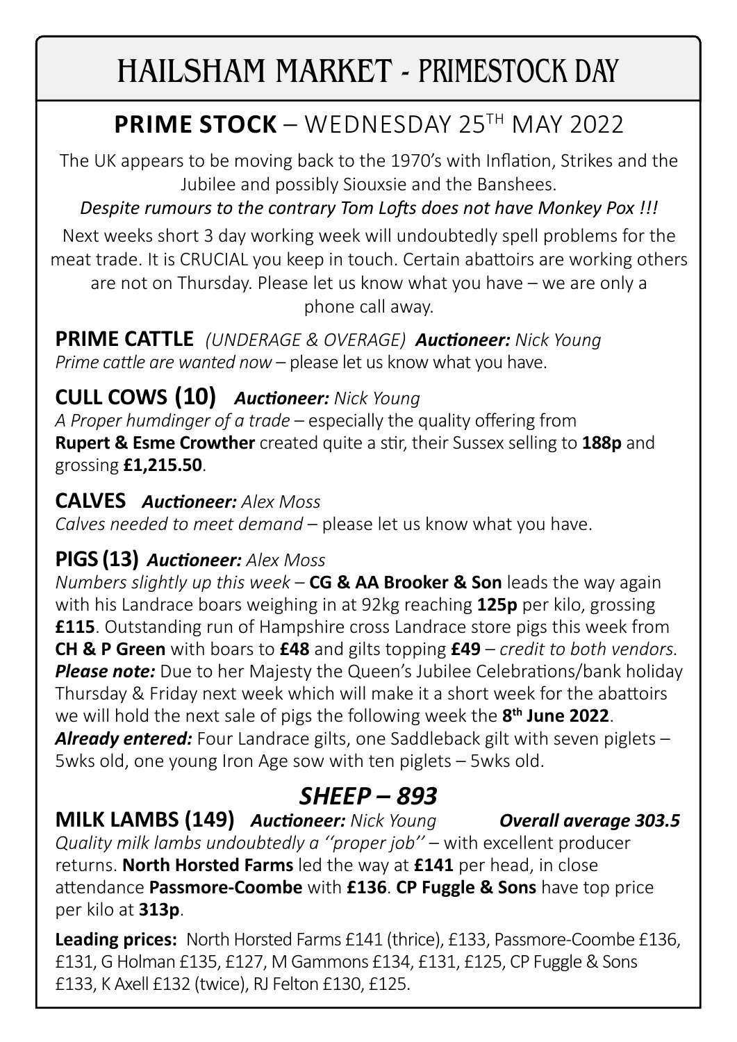# HAILSHAM MARKET - PRIMESTOCK DAY

## PRIME STOCK – WEDNESDAY 25TH MAY 2022

The UK appears to be moving back to the 1970's with Inflation, Strikes and the Jubilee and possibly Siouxsie and the Banshees.

*Despite rumours to the contrary Tom Lofts does not have Monkey Pox !!!*

Next weeks short 3 day working week will undoubtedly spell problems for the meat trade. It is CRUCIAL you keep in touch. Certain abattoirs are working others are not on Thursday. Please let us know what you have – we are only a phone call away.

### PRIME CATTLE *(UNDERAGE & OVERAGE)* ***Auctioneer:*** *Nick Young*

*Prime cattle are wanted now* – please let us know what you have.

### CULL COWS (10) ***Auctioneer:*** *Nick Young*

*A Proper humdinger of a trade* – especially the quality offering from **Rupert & Esme Crowther** created quite a stir, their Sussex selling to **188p** and grossing **£1,215.50**.

### CALVES ***Auctioneer:*** *Alex Moss*

*Calves needed to meet demand* – please let us know what you have.

### PIGS (13) ***Auctioneer:*** *Alex Moss*

*Numbers slightly up this week* – **CG & AA Brooker & Son** leads the way again with his Landrace boars weighing in at 92kg reaching **125p** per kilo, grossing **£115**. Outstanding run of Hampshire cross Landrace store pigs this week from **CH & P Green** with boars to **£48** and gilts topping **£49** – *credit to both vendors.*

***Please note:*** Due to her Majesty the Queen's Jubilee Celebrations/bank holiday Thursday & Friday next week which will make it a short week for the abattoirs we will hold the next sale of pigs the following week the **8th June 2022**.

***Already entered:*** Four Landrace gilts, one Saddleback gilt with seven piglets – 5wks old, one young Iron Age sow with ten piglets – 5wks old.

## *SHEEP – 893*

### MILK LAMBS (149) ***Auctioneer:*** *Nick Young* ***Overall average 303.5***

*Quality milk lambs undoubtedly a ''proper job''* – with excellent producer returns. **North Horsted Farms** led the way at **£141** per head, in close attendance **Passmore-Coombe** with **£136**. **CP Fuggle & Sons** have top price per kilo at **313p**.

**Leading prices:** North Horsted Farms £141 (thrice), £133, Passmore-Coombe £136, £131, G Holman £135, £127, M Gammons £134, £131, £125, CP Fuggle & Sons £133, K Axell £132 (twice), RJ Felton £130, £125.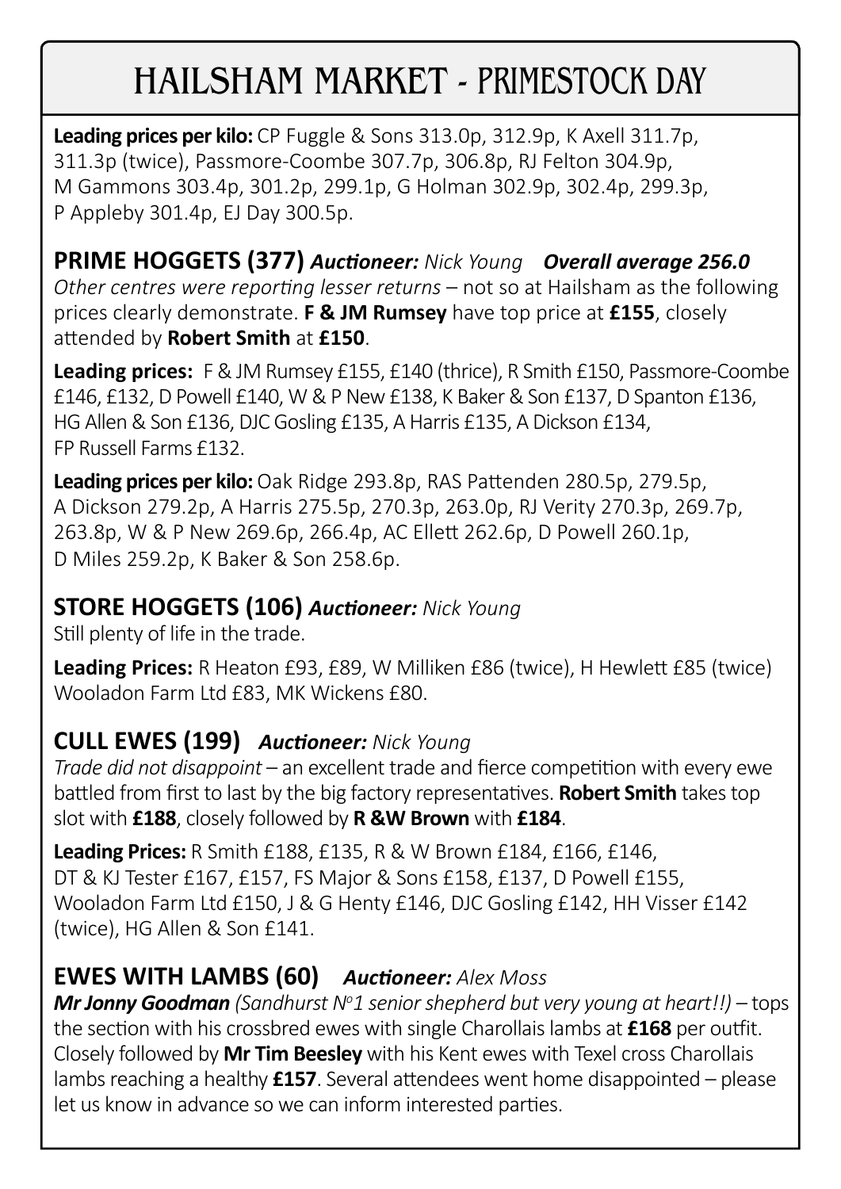# HAILSHAM MARKET - PRIMESTOCK DAY

**Leading prices per kilo:** CP Fuggle & Sons 313.0p, 312.9p, K Axell 311.7p, 311.3p (twice), Passmore-Coombe 307.7p, 306.8p, RJ Felton 304.9p, M Gammons 303.4p, 301.2p, 299.1p, G Holman 302.9p, 302.4p, 299.3p, P Appleby 301.4p, EJ Day 300.5p.

## PRIME HOGGETS (377) *Auctioneer: Nick Young* ***Overall average 256.0***

*Other centres were reporting lesser returns* – not so at Hailsham as the following prices clearly demonstrate. **F & JM Rumsey** have top price at **£155**, closely attended by **Robert Smith** at **£150**.

**Leading prices:** F & JM Rumsey £155, £140 (thrice), R Smith £150, Passmore-Coombe £146, £132, D Powell £140, W & P New £138, K Baker & Son £137, D Spanton £136, HG Allen & Son £136, DJC Gosling £135, A Harris £135, A Dickson £134, FP Russell Farms £132.

**Leading prices per kilo:** Oak Ridge 293.8p, RAS Pattenden 280.5p, 279.5p, A Dickson 279.2p, A Harris 275.5p, 270.3p, 263.0p, RJ Verity 270.3p, 269.7p, 263.8p, W & P New 269.6p, 266.4p, AC Ellett 262.6p, D Powell 260.1p, D Miles 259.2p, K Baker & Son 258.6p.

## STORE HOGGETS (106) *Auctioneer: Nick Young*

Still plenty of life in the trade.

**Leading Prices:** R Heaton £93, £89, W Milliken £86 (twice), H Hewlett £85 (twice) Wooladon Farm Ltd £83, MK Wickens £80.

## CULL EWES (199) *Auctioneer: Nick Young*

*Trade did not disappoint* – an excellent trade and fierce competition with every ewe battled from first to last by the big factory representatives. **Robert Smith** takes top slot with **£188**, closely followed by **R &W Brown** with **£184**.

**Leading Prices:** R Smith £188, £135, R & W Brown £184, £166, £146, DT & KJ Tester £167, £157, FS Major & Sons £158, £137, D Powell £155, Wooladon Farm Ltd £150, J & G Henty £146, DJC Gosling £142, HH Visser £142 (twice), HG Allen & Son £141.

## EWES WITH LAMBS (60) *Auctioneer: Alex Moss*

***Mr Jonny Goodman*** *(Sandhurst N°1 senior shepherd but very young at heart!!)* – tops the section with his crossbred ewes with single Charollais lambs at **£168** per outfit. Closely followed by **Mr Tim Beesley** with his Kent ewes with Texel cross Charollais lambs reaching a healthy **£157**. Several attendees went home disappointed – please let us know in advance so we can inform interested parties.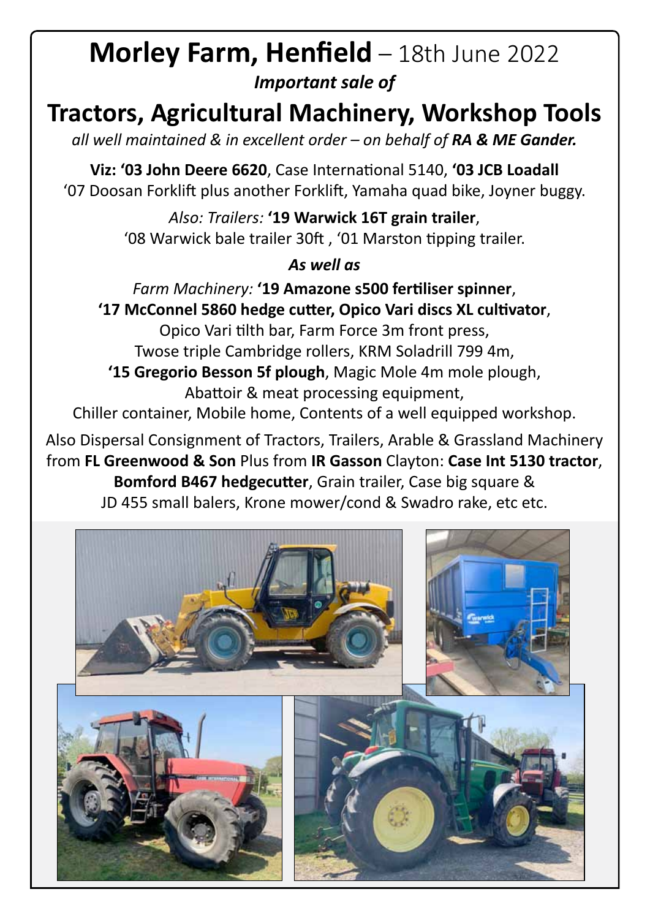# **Morley Farm, Henfield** – 18th June 2022

***Important sale of***

## **Tractors, Agricultural Machinery, Workshop Tools**

*all well maintained & in excellent order – on behalf of **RA & ME Gander.***

**Viz: '03 John Deere 6620**, Case International 5140, **'03 JCB Loadall**
'07 Doosan Forklift plus another Forklift, Yamaha quad bike, Joyner buggy.

*Also: Trailers:* **'19 Warwick 16T grain trailer**,
'08 Warwick bale trailer 30ft , '01 Marston tipping trailer.

***As well as***

*Farm Machinery:* **'19 Amazone s500 fertiliser spinner**,
**'17 McConnel 5860 hedge cutter, Opico Vari discs XL cultivator**,
Opico Vari tilth bar, Farm Force 3m front press,
Twose triple Cambridge rollers, KRM Soladrill 799 4m,
**'15 Gregorio Besson 5f plough**, Magic Mole 4m mole plough,
Abattoir & meat processing equipment,
Chiller container, Mobile home, Contents of a well equipped workshop.

Also Dispersal Consignment of Tractors, Trailers, Arable & Grassland Machinery from **FL Greenwood & Son** Plus from **IR Gasson** Clayton: **Case Int 5130 tractor**, **Bomford B467 hedgecutter**, Grain trailer, Case big square & JD 455 small balers, Krone mower/cond & Swadro rake, etc etc.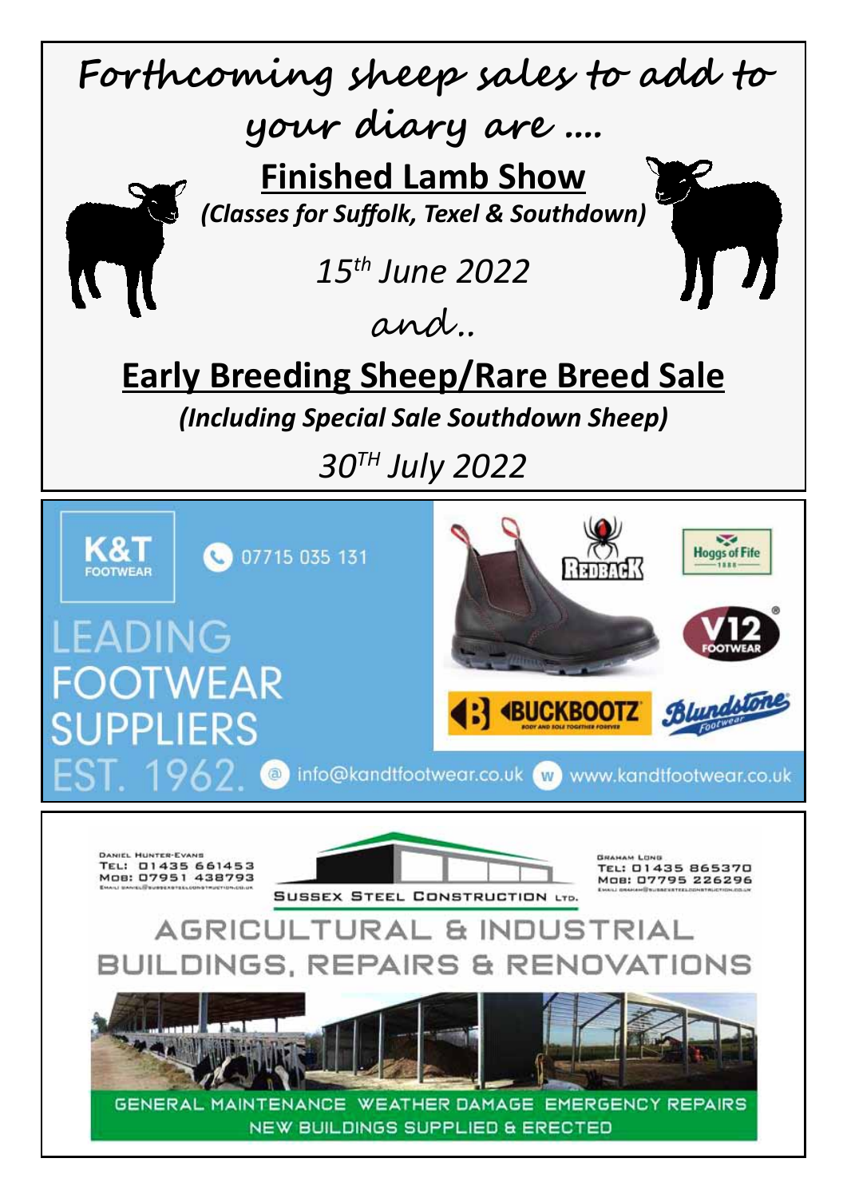**Forthcoming sheep sales to add to your diary are ….**

## Finished Lamb Show

*(Classes for Suffolk, Texel & Southdown)*

*15th June 2022*

and..

## Early Breeding Sheep/Rare Breed Sale

*(Including Special Sale Southdown Sheep)*

*30TH July 2022*

---

**K&T FOOTWEAR**

07715 035 131

LEADING FOOTWEAR SUPPLIERS

EST. 1962.

REDBACK · Hoggs of Fife · V12 FOOTWEAR · BUCKBOOTZ · Blundstone Footwear

info@kandtfootwear.co.uk · www.kandtfootwear.co.uk

---

**SUSSEX STEEL CONSTRUCTION LTD.**

DANIEL HUNTER-EVANS
TEL: 01435 661453
MOB: 07951 438793
EMAIL: DANIEL@SUSSEXSTEELCONSTRUCTION.CO.UK

GRAHAM LONG
TEL: 01435 865370
MOB: 07795 226296
EMAIL: GRAHAM@SUSSEXSTEELCONSTRUCTION.CO.UK

AGRICULTURAL & INDUSTRIAL BUILDINGS, REPAIRS & RENOVATIONS

GENERAL MAINTENANCE WEATHER DAMAGE EMERGENCY REPAIRS
NEW BUILDINGS SUPPLIED & ERECTED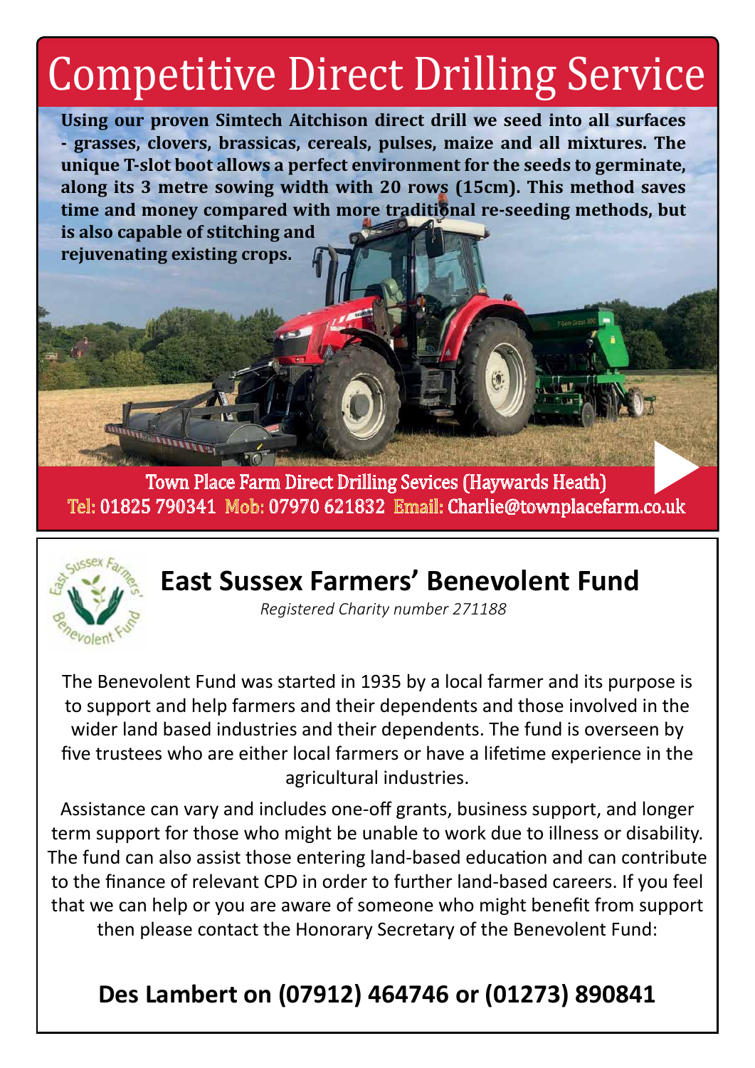# Competitive Direct Drilling Service

**Using our proven Simtech Aitchison direct drill we seed into all surfaces - grasses, clovers, brassicas, cereals, pulses, maize and all mixtures. The unique T-slot boot allows a perfect environment for the seeds to germinate, along its 3 metre sowing width with 20 rows (15cm). This method saves time and money compared with more traditional re-seeding methods, but is also capable of stitching and rejuvenating existing crops.**

Town Place Farm Direct Drilling Sevices (Haywards Heath)

Tel: 01825 790341 Mob: 07970 621832 Email: Charlie@townplacefarm.co.uk

## East Sussex Farmers' Benevolent Fund

*Registered Charity number 271188*

The Benevolent Fund was started in 1935 by a local farmer and its purpose is to support and help farmers and their dependents and those involved in the wider land based industries and their dependents. The fund is overseen by five trustees who are either local farmers or have a lifetime experience in the agricultural industries.

Assistance can vary and includes one-off grants, business support, and longer term support for those who might be unable to work due to illness or disability. The fund can also assist those entering land-based education and can contribute to the finance of relevant CPD in order to further land-based careers. If you feel that we can help or you are aware of someone who might benefit from support then please contact the Honorary Secretary of the Benevolent Fund:

**Des Lambert on (07912) 464746 or (01273) 890841**